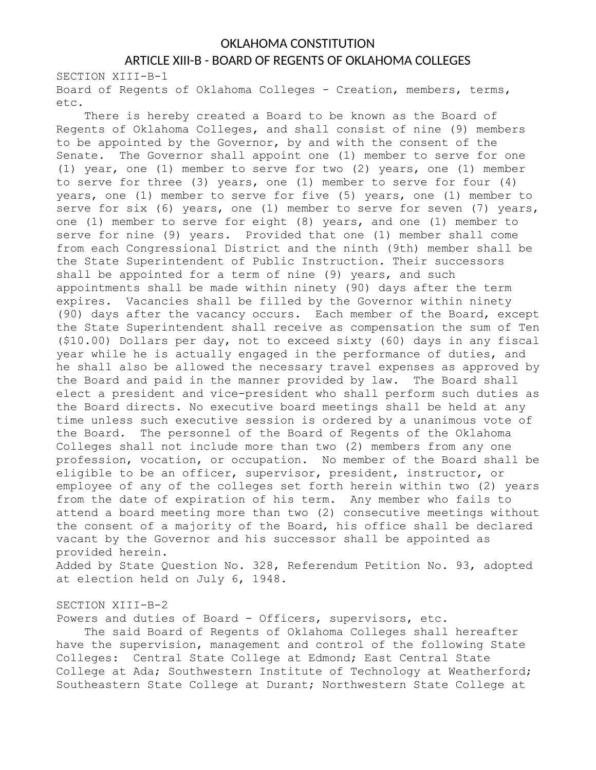# OKLAHOMA CONSTITUTION

## ARTICLE XIII-B - BOARD OF REGENTS OF OKLAHOMA COLLEGES

### SECTION XIII-B-1

Board of Regents of Oklahoma Colleges - Creation, members, terms, etc.

There is hereby created a Board to be known as the Board of Regents of Oklahoma Colleges, and shall consist of nine (9) members to be appointed by the Governor, by and with the consent of the Senate. The Governor shall appoint one (1) member to serve for one (1) year, one (1) member to serve for two (2) years, one (1) member to serve for three (3) years, one (1) member to serve for four (4) years, one (1) member to serve for five (5) years, one (1) member to serve for six (6) years, one (1) member to serve for seven (7) years, one (1) member to serve for eight (8) years, and one (1) member to serve for nine (9) years. Provided that one (1) member shall come from each Congressional District and the ninth (9th) member shall be the State Superintendent of Public Instruction. Their successors shall be appointed for a term of nine (9) years, and such appointments shall be made within ninety (90) days after the term expires. Vacancies shall be filled by the Governor within ninety (90) days after the vacancy occurs. Each member of the Board, except the State Superintendent shall receive as compensation the sum of Ten ($10.00) Dollars per day, not to exceed sixty (60) days in any fiscal year while he is actually engaged in the performance of duties, and he shall also be allowed the necessary travel expenses as approved by the Board and paid in the manner provided by law. The Board shall elect a president and vice-president who shall perform such duties as the Board directs. No executive board meetings shall be held at any time unless such executive session is ordered by a unanimous vote of the Board. The personnel of the Board of Regents of the Oklahoma Colleges shall not include more than two (2) members from any one profession, vocation, or occupation. No member of the Board shall be eligible to be an officer, supervisor, president, instructor, or employee of any of the colleges set forth herein within two (2) years from the date of expiration of his term. Any member who fails to attend a board meeting more than two (2) consecutive meetings without the consent of a majority of the Board, his office shall be declared vacant by the Governor and his successor shall be appointed as provided herein.

Added by State Question No. 328, Referendum Petition No. 93, adopted at election held on July 6, 1948.

### SECTION XIII-B-2

Powers and duties of Board - Officers, supervisors, etc.

The said Board of Regents of Oklahoma Colleges shall hereafter have the supervision, management and control of the following State Colleges: Central State College at Edmond; East Central State College at Ada; Southwestern Institute of Technology at Weatherford; Southeastern State College at Durant; Northwestern State College at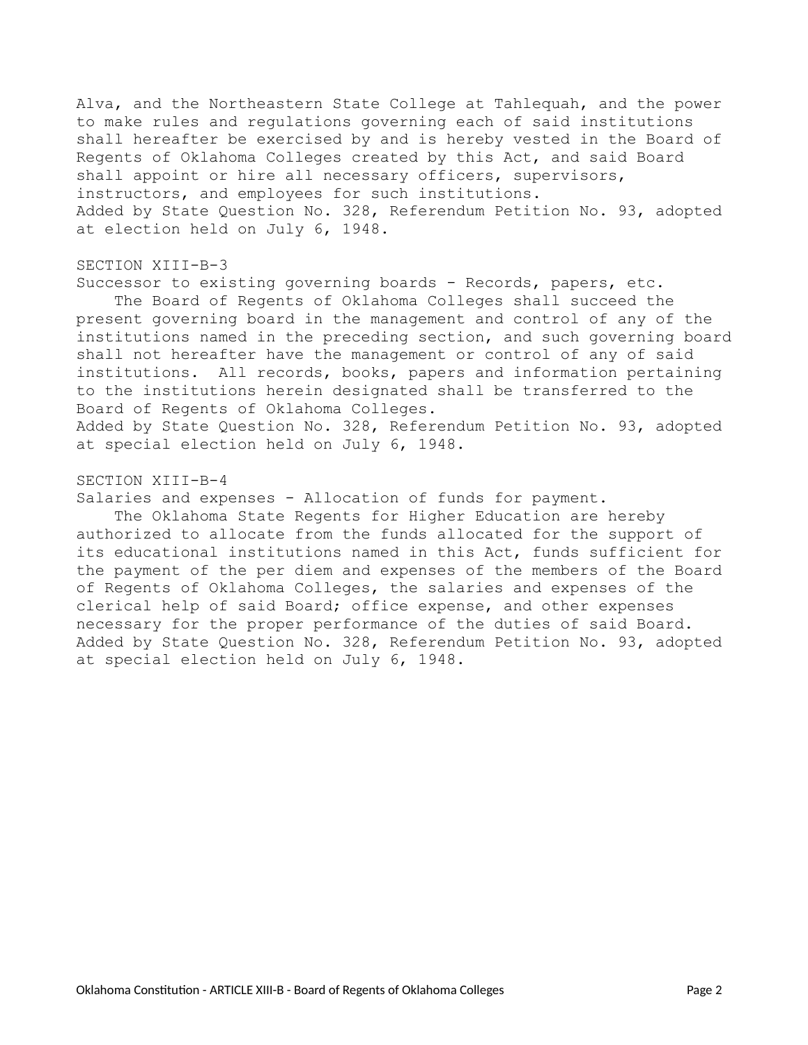Alva, and the Northeastern State College at Tahlequah, and the power to make rules and regulations governing each of said institutions shall hereafter be exercised by and is hereby vested in the Board of Regents of Oklahoma Colleges created by this Act, and said Board shall appoint or hire all necessary officers, supervisors, instructors, and employees for such institutions.
Added by State Question No. 328, Referendum Petition No. 93, adopted at election held on July 6, 1948.

## SECTION XIII-B-3

Successor to existing governing boards - Records, papers, etc.

The Board of Regents of Oklahoma Colleges shall succeed the present governing board in the management and control of any of the institutions named in the preceding section, and such governing board shall not hereafter have the management or control of any of said institutions. All records, books, papers and information pertaining to the institutions herein designated shall be transferred to the Board of Regents of Oklahoma Colleges.
Added by State Question No. 328, Referendum Petition No. 93, adopted at special election held on July 6, 1948.

## SECTION XIII-B-4

Salaries and expenses - Allocation of funds for payment.

The Oklahoma State Regents for Higher Education are hereby authorized to allocate from the funds allocated for the support of its educational institutions named in this Act, funds sufficient for the payment of the per diem and expenses of the members of the Board of Regents of Oklahoma Colleges, the salaries and expenses of the clerical help of said Board; office expense, and other expenses necessary for the proper performance of the duties of said Board.
Added by State Question No. 328, Referendum Petition No. 93, adopted at special election held on July 6, 1948.